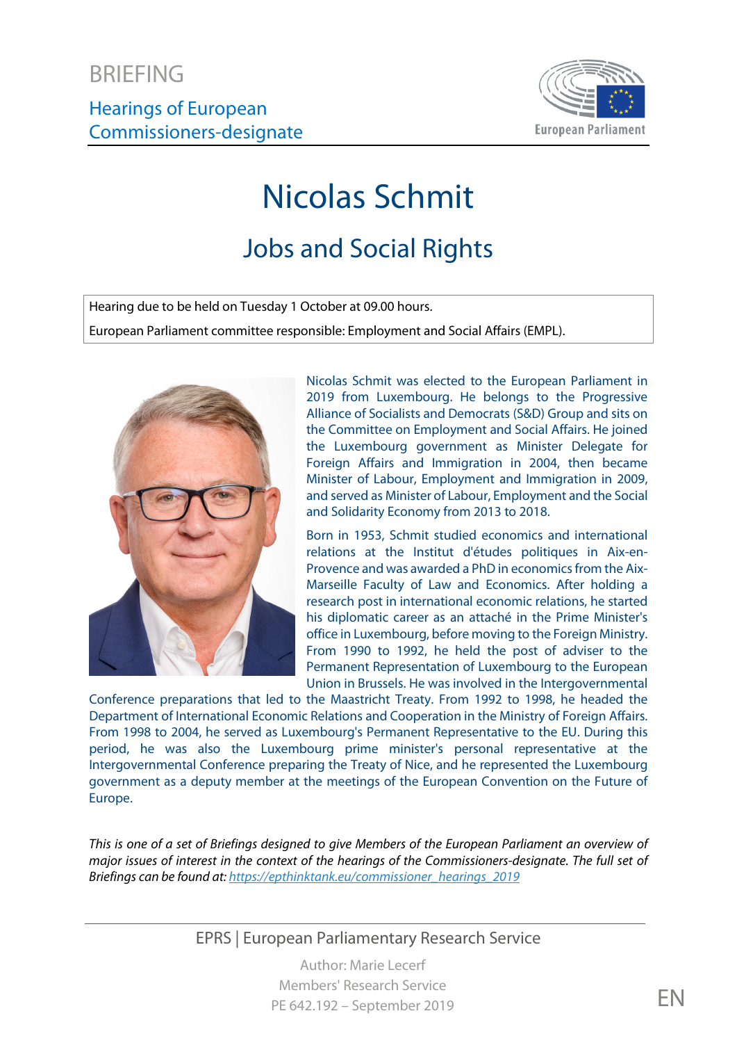BRIEFING

Hearings of European Commissioners-designate

# Nicolas Schmit

## Jobs and Social Rights

Hearing due to be held on Tuesday 1 October at 09.00 hours.

European Parliament committee responsible: Employment and Social Affairs (EMPL).

Nicolas Schmit was elected to the European Parliament in 2019 from Luxembourg. He belongs to the Progressive Alliance of Socialists and Democrats (S&D) Group and sits on the Committee on Employment and Social Affairs. He joined the Luxembourg government as Minister Delegate for Foreign Affairs and Immigration in 2004, then became Minister of Labour, Employment and Immigration in 2009, and served as Minister of Labour, Employment and the Social and Solidarity Economy from 2013 to 2018.

Born in 1953, Schmit studied economics and international relations at the Institut d'études politiques in Aix-en-Provence and was awarded a PhD in economics from the Aix-Marseille Faculty of Law and Economics. After holding a research post in international economic relations, he started his diplomatic career as an attaché in the Prime Minister's office in Luxembourg, before moving to the Foreign Ministry. From 1990 to 1992, he held the post of adviser to the Permanent Representation of Luxembourg to the European Union in Brussels. He was involved in the Intergovernmental Conference preparations that led to the Maastricht Treaty. From 1992 to 1998, he headed the Department of International Economic Relations and Cooperation in the Ministry of Foreign Affairs. From 1998 to 2004, he served as Luxembourg's Permanent Representative to the EU. During this period, he was also the Luxembourg prime minister's personal representative at the Intergovernmental Conference preparing the Treaty of Nice, and he represented the Luxembourg government as a deputy member at the meetings of the European Convention on the Future of Europe.

*This is one of a set of Briefings designed to give Members of the European Parliament an overview of major issues of interest in the context of the hearings of the Commissioners-designate. The full set of Briefings can be found at: [https://epthinktank.eu/commissioner_hearings_2019](https://epthinktank.eu/commissioner_hearings_2019)*

EPRS | European Parliamentary Research Service

Author: Marie Lecerf
Members' Research Service
PE 642.192 – September 2019

EN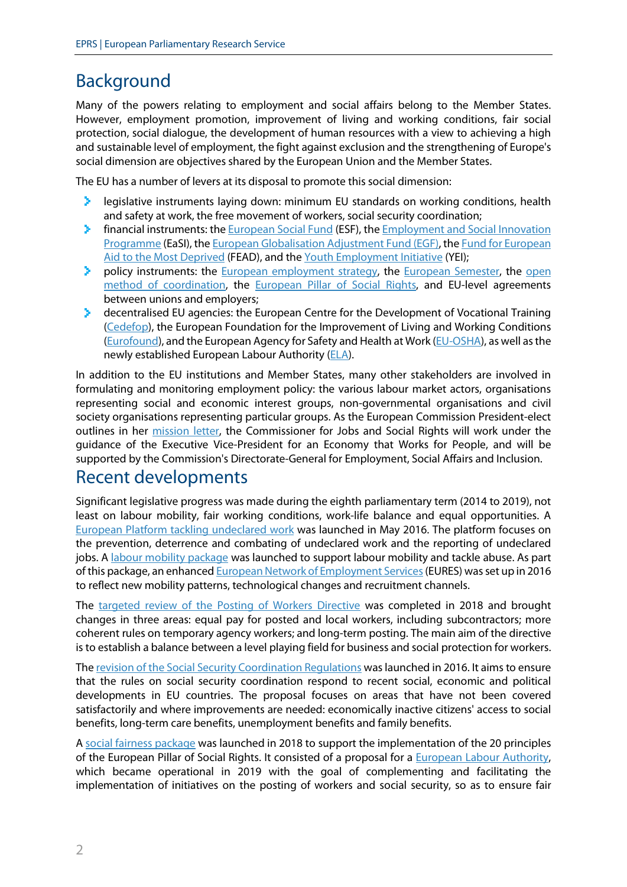## Background

Many of the powers relating to employment and social affairs belong to the Member States. However, employment promotion, improvement of living and working conditions, fair social protection, social dialogue, the development of human resources with a view to achieving a high and sustainable level of employment, the fight against exclusion and the strengthening of Europe's social dimension are objectives shared by the European Union and the Member States.

The EU has a number of levers at its disposal to promote this social dimension:

- legislative instruments laying down: minimum EU standards on working conditions, health and safety at work, the free movement of workers, social security coordination;
- financial instruments: the European Social Fund (ESF), the Employment and Social Innovation Programme (EaSI), the European Globalisation Adjustment Fund (EGF), the Fund for European Aid to the Most Deprived (FEAD), and the Youth Employment Initiative (YEI);
- policy instruments: the European employment strategy, the European Semester, the open method of coordination, the European Pillar of Social Rights, and EU-level agreements between unions and employers;
- decentralised EU agencies: the European Centre for the Development of Vocational Training (Cedefop), the European Foundation for the Improvement of Living and Working Conditions (Eurofound), and the European Agency for Safety and Health at Work (EU-OSHA), as well as the newly established European Labour Authority (ELA).

In addition to the EU institutions and Member States, many other stakeholders are involved in formulating and monitoring employment policy: the various labour market actors, organisations representing social and economic interest groups, non-governmental organisations and civil society organisations representing particular groups. As the European Commission President-elect outlines in her mission letter, the Commissioner for Jobs and Social Rights will work under the guidance of the Executive Vice-President for an Economy that Works for People, and will be supported by the Commission's Directorate-General for Employment, Social Affairs and Inclusion.

## Recent developments

Significant legislative progress was made during the eighth parliamentary term (2014 to 2019), not least on labour mobility, fair working conditions, work-life balance and equal opportunities. A European Platform tackling undeclared work was launched in May 2016. The platform focuses on the prevention, deterrence and combating of undeclared work and the reporting of undeclared jobs. A labour mobility package was launched to support labour mobility and tackle abuse. As part of this package, an enhanced European Network of Employment Services (EURES) was set up in 2016 to reflect new mobility patterns, technological changes and recruitment channels.

The targeted review of the Posting of Workers Directive was completed in 2018 and brought changes in three areas: equal pay for posted and local workers, including subcontractors; more coherent rules on temporary agency workers; and long-term posting. The main aim of the directive is to establish a balance between a level playing field for business and social protection for workers.

The revision of the Social Security Coordination Regulations was launched in 2016. It aims to ensure that the rules on social security coordination respond to recent social, economic and political developments in EU countries. The proposal focuses on areas that have not been covered satisfactorily and where improvements are needed: economically inactive citizens' access to social benefits, long-term care benefits, unemployment benefits and family benefits.

A social fairness package was launched in 2018 to support the implementation of the 20 principles of the European Pillar of Social Rights. It consisted of a proposal for a European Labour Authority, which became operational in 2019 with the goal of complementing and facilitating the implementation of initiatives on the posting of workers and social security, so as to ensure fair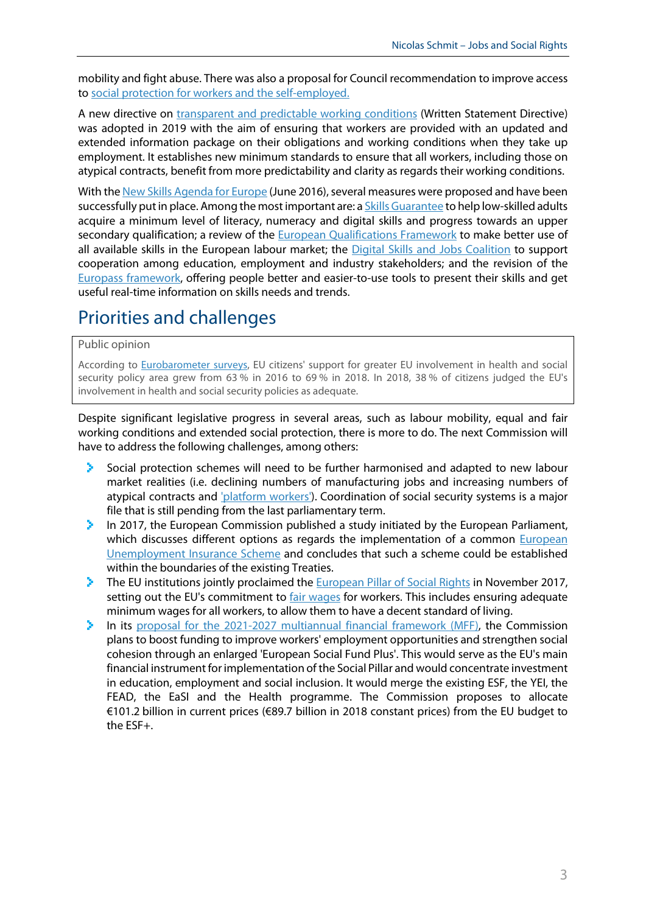mobility and fight abuse. There was also a proposal for Council recommendation to improve access to social protection for workers and the self-employed.

A new directive on transparent and predictable working conditions (Written Statement Directive) was adopted in 2019 with the aim of ensuring that workers are provided with an updated and extended information package on their obligations and working conditions when they take up employment. It establishes new minimum standards to ensure that all workers, including those on atypical contracts, benefit from more predictability and clarity as regards their working conditions.

With the New Skills Agenda for Europe (June 2016), several measures were proposed and have been successfully put in place. Among the most important are: a Skills Guarantee to help low-skilled adults acquire a minimum level of literacy, numeracy and digital skills and progress towards an upper secondary qualification; a review of the European Qualifications Framework to make better use of all available skills in the European labour market; the Digital Skills and Jobs Coalition to support cooperation among education, employment and industry stakeholders; and the revision of the Europass framework, offering people better and easier-to-use tools to present their skills and get useful real-time information on skills needs and trends.

# Priorities and challenges

> Public opinion
>
> According to Eurobarometer surveys, EU citizens' support for greater EU involvement in health and social security policy area grew from 63 % in 2016 to 69 % in 2018. In 2018, 38 % of citizens judged the EU's involvement in health and social security policies as adequate.

Despite significant legislative progress in several areas, such as labour mobility, equal and fair working conditions and extended social protection, there is more to do. The next Commission will have to address the following challenges, among others:

- Social protection schemes will need to be further harmonised and adapted to new labour market realities (i.e. declining numbers of manufacturing jobs and increasing numbers of atypical contracts and 'platform workers'). Coordination of social security systems is a major file that is still pending from the last parliamentary term.
- In 2017, the European Commission published a study initiated by the European Parliament, which discusses different options as regards the implementation of a common European Unemployment Insurance Scheme and concludes that such a scheme could be established within the boundaries of the existing Treaties.
- The EU institutions jointly proclaimed the European Pillar of Social Rights in November 2017, setting out the EU's commitment to fair wages for workers. This includes ensuring adequate minimum wages for all workers, to allow them to have a decent standard of living.
- In its proposal for the 2021-2027 multiannual financial framework (MFF), the Commission plans to boost funding to improve workers' employment opportunities and strengthen social cohesion through an enlarged 'European Social Fund Plus'. This would serve as the EU's main financial instrument for implementation of the Social Pillar and would concentrate investment in education, employment and social inclusion. It would merge the existing ESF, the YEI, the FEAD, the EaSI and the Health programme. The Commission proposes to allocate €101.2 billion in current prices (€89.7 billion in 2018 constant prices) from the EU budget to the ESF+.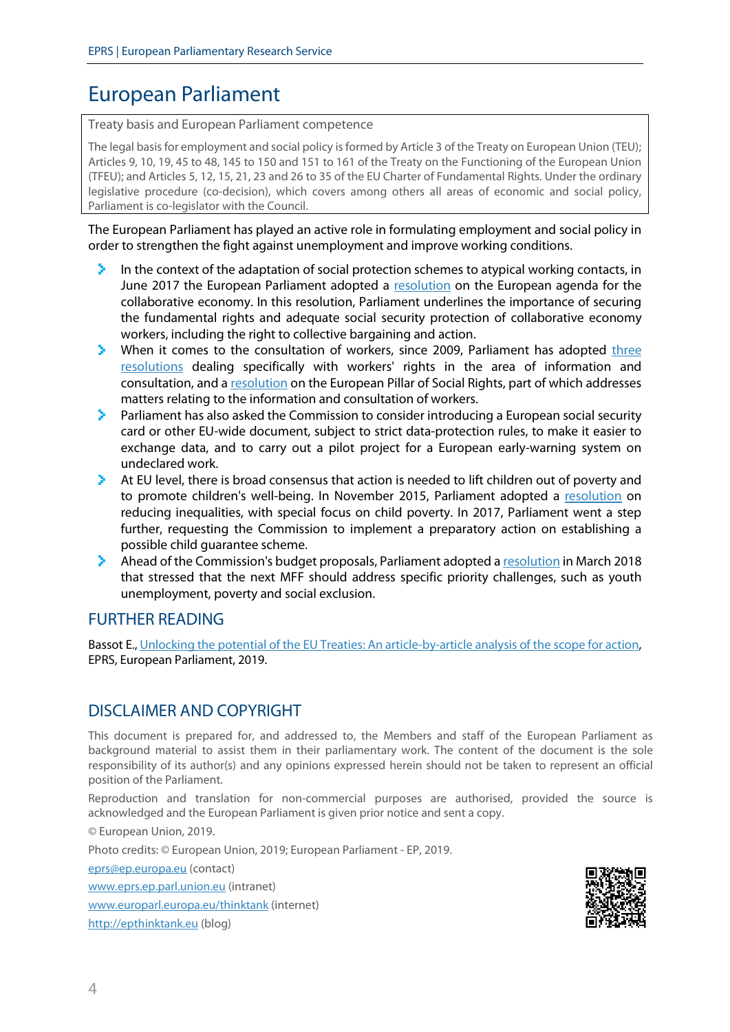## European Parliament

**Treaty basis and European Parliament competence**

The legal basis for employment and social policy is formed by Article 3 of the Treaty on European Union (TEU); Articles 9, 10, 19, 45 to 48, 145 to 150 and 151 to 161 of the Treaty on the Functioning of the European Union (TFEU); and Articles 5, 12, 15, 21, 23 and 26 to 35 of the EU Charter of Fundamental Rights. Under the ordinary legislative procedure (co-decision), which covers among others all areas of economic and social policy, Parliament is co-legislator with the Council.

The European Parliament has played an active role in formulating employment and social policy in order to strengthen the fight against unemployment and improve working conditions.

- In the context of the adaptation of social protection schemes to atypical working contacts, in June 2017 the European Parliament adopted a resolution on the European agenda for the collaborative economy. In this resolution, Parliament underlines the importance of securing the fundamental rights and adequate social security protection of collaborative economy workers, including the right to collective bargaining and action.
- When it comes to the consultation of workers, since 2009, Parliament has adopted three resolutions dealing specifically with workers' rights in the area of information and consultation, and a resolution on the European Pillar of Social Rights, part of which addresses matters relating to the information and consultation of workers.
- Parliament has also asked the Commission to consider introducing a European social security card or other EU-wide document, subject to strict data-protection rules, to make it easier to exchange data, and to carry out a pilot project for a European early-warning system on undeclared work.
- At EU level, there is broad consensus that action is needed to lift children out of poverty and to promote children's well-being. In November 2015, Parliament adopted a resolution on reducing inequalities, with special focus on child poverty. In 2017, Parliament went a step further, requesting the Commission to implement a preparatory action on establishing a possible child guarantee scheme.
- Ahead of the Commission's budget proposals, Parliament adopted a resolution in March 2018 that stressed that the next MFF should address specific priority challenges, such as youth unemployment, poverty and social exclusion.

## FURTHER READING

Bassot E., Unlocking the potential of the EU Treaties: An article-by-article analysis of the scope for action, EPRS, European Parliament, 2019.

## DISCLAIMER AND COPYRIGHT

This document is prepared for, and addressed to, the Members and staff of the European Parliament as background material to assist them in their parliamentary work. The content of the document is the sole responsibility of its author(s) and any opinions expressed herein should not be taken to represent an official position of the Parliament.

Reproduction and translation for non-commercial purposes are authorised, provided the source is acknowledged and the European Parliament is given prior notice and sent a copy.

© European Union, 2019.

Photo credits: © European Union, 2019; European Parliament - EP, 2019.

eprs@ep.europa.eu (contact)

www.eprs.ep.parl.union.eu (intranet)

www.europarl.europa.eu/thinktank (internet)

http://epthinktank.eu (blog)